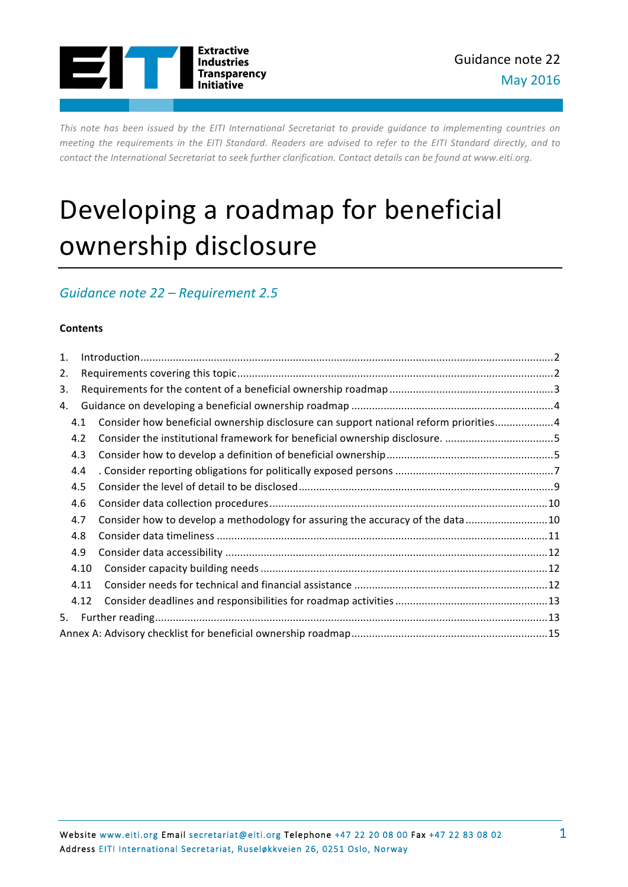Extractive Industries Transparency Initiative

Guidance note 22
May 2016

*This note has been issued by the EITI International Secretariat to provide guidance to implementing countries on meeting the requirements in the EITI Standard. Readers are advised to refer to the EITI Standard directly, and to contact the International Secretariat to seek further clarification. Contact details can be found at www.eiti.org.*

# Developing a roadmap for beneficial ownership disclosure

## *Guidance note 22 – Requirement 2.5*

**Contents**

1. Introduction ........ 2
2. Requirements covering this topic ........ 2
3. Requirements for the content of a beneficial ownership roadmap ........ 3
4. Guidance on developing a beneficial ownership roadmap ........ 4
   - 4.1 Consider how beneficial ownership disclosure can support national reform priorities ........ 4
   - 4.2 Consider the institutional framework for beneficial ownership disclosure. ........ 5
   - 4.3 Consider how to develop a definition of beneficial ownership ........ 5
   - 4.4 . Consider reporting obligations for politically exposed persons ........ 7
   - 4.5 Consider the level of detail to be disclosed ........ 9
   - 4.6 Consider data collection procedures ........ 10
   - 4.7 Consider how to develop a methodology for assuring the accuracy of the data ........ 10
   - 4.8 Consider data timeliness ........ 11
   - 4.9 Consider data accessibility ........ 12
   - 4.10 Consider capacity building needs ........ 12
   - 4.11 Consider needs for technical and financial assistance ........ 12
   - 4.12 Consider deadlines and responsibilities for roadmap activities ........ 13
5. Further reading ........ 13

Annex A: Advisory checklist for beneficial ownership roadmap ........ 15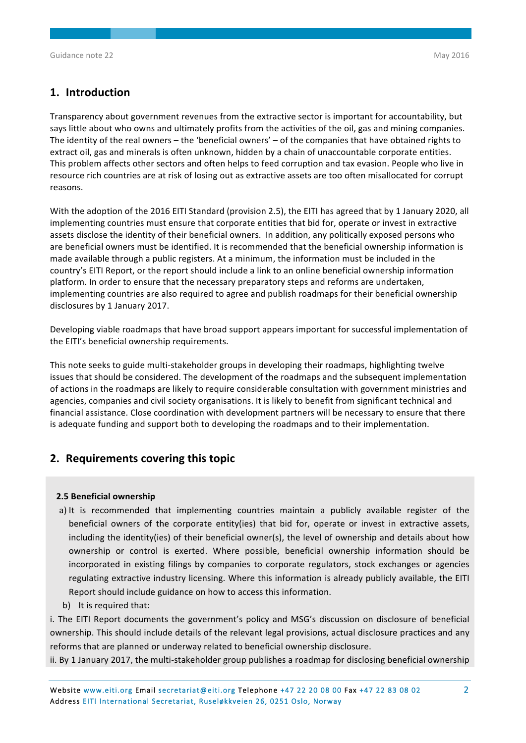## 1. Introduction

Transparency about government revenues from the extractive sector is important for accountability, but says little about who owns and ultimately profits from the activities of the oil, gas and mining companies. The identity of the real owners – the 'beneficial owners' – of the companies that have obtained rights to extract oil, gas and minerals is often unknown, hidden by a chain of unaccountable corporate entities. This problem affects other sectors and often helps to feed corruption and tax evasion. People who live in resource rich countries are at risk of losing out as extractive assets are too often misallocated for corrupt reasons.

With the adoption of the 2016 EITI Standard (provision 2.5), the EITI has agreed that by 1 January 2020, all implementing countries must ensure that corporate entities that bid for, operate or invest in extractive assets disclose the identity of their beneficial owners. In addition, any politically exposed persons who are beneficial owners must be identified. It is recommended that the beneficial ownership information is made available through a public registers. At a minimum, the information must be included in the country's EITI Report, or the report should include a link to an online beneficial ownership information platform. In order to ensure that the necessary preparatory steps and reforms are undertaken, implementing countries are also required to agree and publish roadmaps for their beneficial ownership disclosures by 1 January 2017.

Developing viable roadmaps that have broad support appears important for successful implementation of the EITI's beneficial ownership requirements.

This note seeks to guide multi-stakeholder groups in developing their roadmaps, highlighting twelve issues that should be considered. The development of the roadmaps and the subsequent implementation of actions in the roadmaps are likely to require considerable consultation with government ministries and agencies, companies and civil society organisations. It is likely to benefit from significant technical and financial assistance. Close coordination with development partners will be necessary to ensure that there is adequate funding and support both to developing the roadmaps and to their implementation.

## 2. Requirements covering this topic

**2.5 Beneficial ownership**

a) It is recommended that implementing countries maintain a publicly available register of the beneficial owners of the corporate entity(ies) that bid for, operate or invest in extractive assets, including the identity(ies) of their beneficial owner(s), the level of ownership and details about how ownership or control is exerted. Where possible, beneficial ownership information should be incorporated in existing filings by companies to corporate regulators, stock exchanges or agencies regulating extractive industry licensing. Where this information is already publicly available, the EITI Report should include guidance on how to access this information.

b) It is required that:

i. The EITI Report documents the government's policy and MSG's discussion on disclosure of beneficial ownership. This should include details of the relevant legal provisions, actual disclosure practices and any reforms that are planned or underway related to beneficial ownership disclosure.

ii. By 1 January 2017, the multi-stakeholder group publishes a roadmap for disclosing beneficial ownership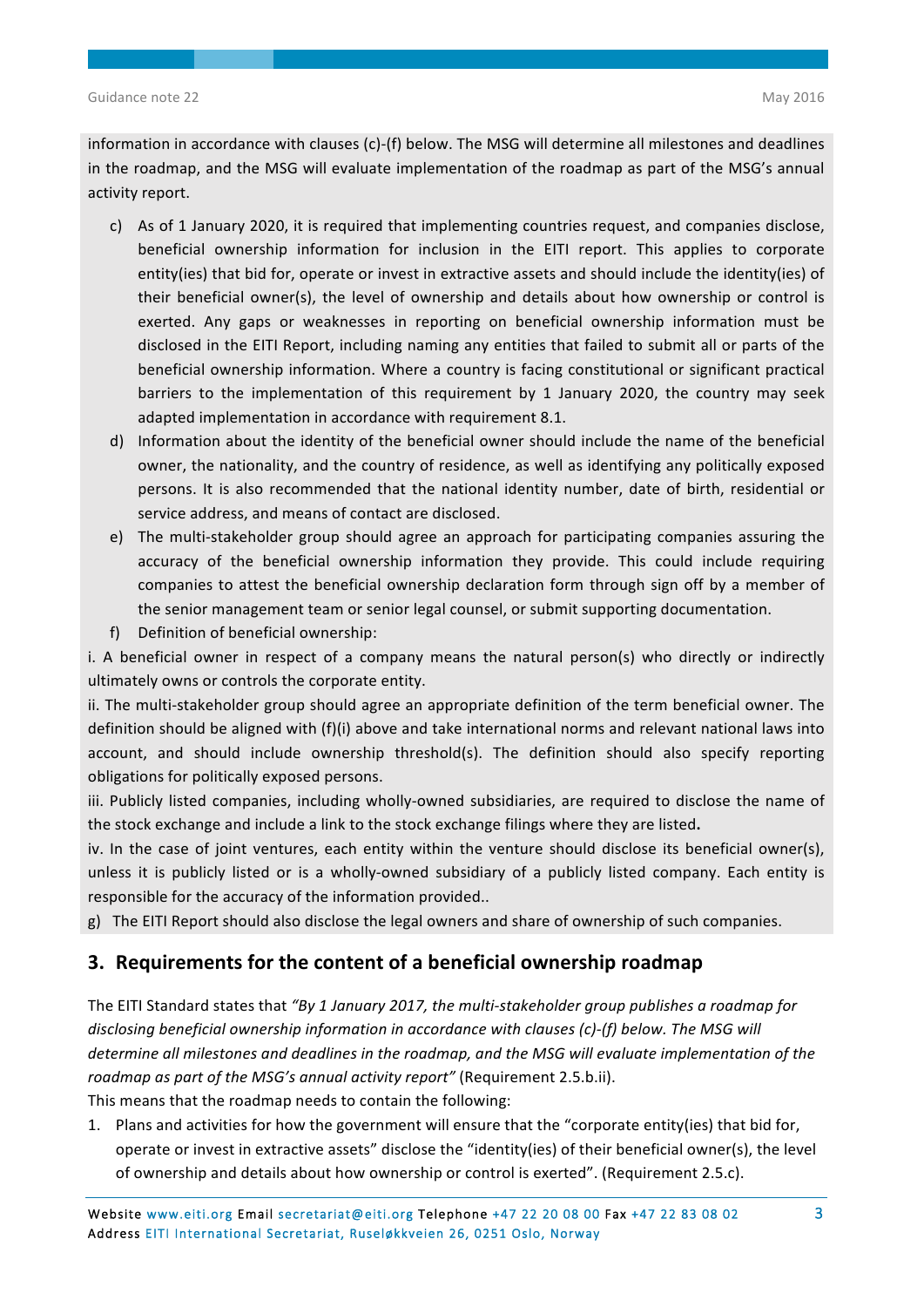information in accordance with clauses (c)-(f) below. The MSG will determine all milestones and deadlines in the roadmap, and the MSG will evaluate implementation of the roadmap as part of the MSG's annual activity report.

c) As of 1 January 2020, it is required that implementing countries request, and companies disclose, beneficial ownership information for inclusion in the EITI report. This applies to corporate entity(ies) that bid for, operate or invest in extractive assets and should include the identity(ies) of their beneficial owner(s), the level of ownership and details about how ownership or control is exerted. Any gaps or weaknesses in reporting on beneficial ownership information must be disclosed in the EITI Report, including naming any entities that failed to submit all or parts of the beneficial ownership information. Where a country is facing constitutional or significant practical barriers to the implementation of this requirement by 1 January 2020, the country may seek adapted implementation in accordance with requirement 8.1.

d) Information about the identity of the beneficial owner should include the name of the beneficial owner, the nationality, and the country of residence, as well as identifying any politically exposed persons. It is also recommended that the national identity number, date of birth, residential or service address, and means of contact are disclosed.

e) The multi-stakeholder group should agree an approach for participating companies assuring the accuracy of the beneficial ownership information they provide. This could include requiring companies to attest the beneficial ownership declaration form through sign off by a member of the senior management team or senior legal counsel, or submit supporting documentation.

f) Definition of beneficial ownership:

i. A beneficial owner in respect of a company means the natural person(s) who directly or indirectly ultimately owns or controls the corporate entity.

ii. The multi-stakeholder group should agree an appropriate definition of the term beneficial owner. The definition should be aligned with (f)(i) above and take international norms and relevant national laws into account, and should include ownership threshold(s). The definition should also specify reporting obligations for politically exposed persons.

iii. Publicly listed companies, including wholly-owned subsidiaries, are required to disclose the name of the stock exchange and include a link to the stock exchange filings where they are listed.

iv. In the case of joint ventures, each entity within the venture should disclose its beneficial owner(s), unless it is publicly listed or is a wholly-owned subsidiary of a publicly listed company. Each entity is responsible for the accuracy of the information provided..

g) The EITI Report should also disclose the legal owners and share of ownership of such companies.

## 3. Requirements for the content of a beneficial ownership roadmap

The EITI Standard states that *"By 1 January 2017, the multi-stakeholder group publishes a roadmap for disclosing beneficial ownership information in accordance with clauses (c)-(f) below. The MSG will determine all milestones and deadlines in the roadmap, and the MSG will evaluate implementation of the roadmap as part of the MSG's annual activity report"* (Requirement 2.5.b.ii).

This means that the roadmap needs to contain the following:

1. Plans and activities for how the government will ensure that the "corporate entity(ies) that bid for, operate or invest in extractive assets" disclose the "identity(ies) of their beneficial owner(s), the level of ownership and details about how ownership or control is exerted". (Requirement 2.5.c).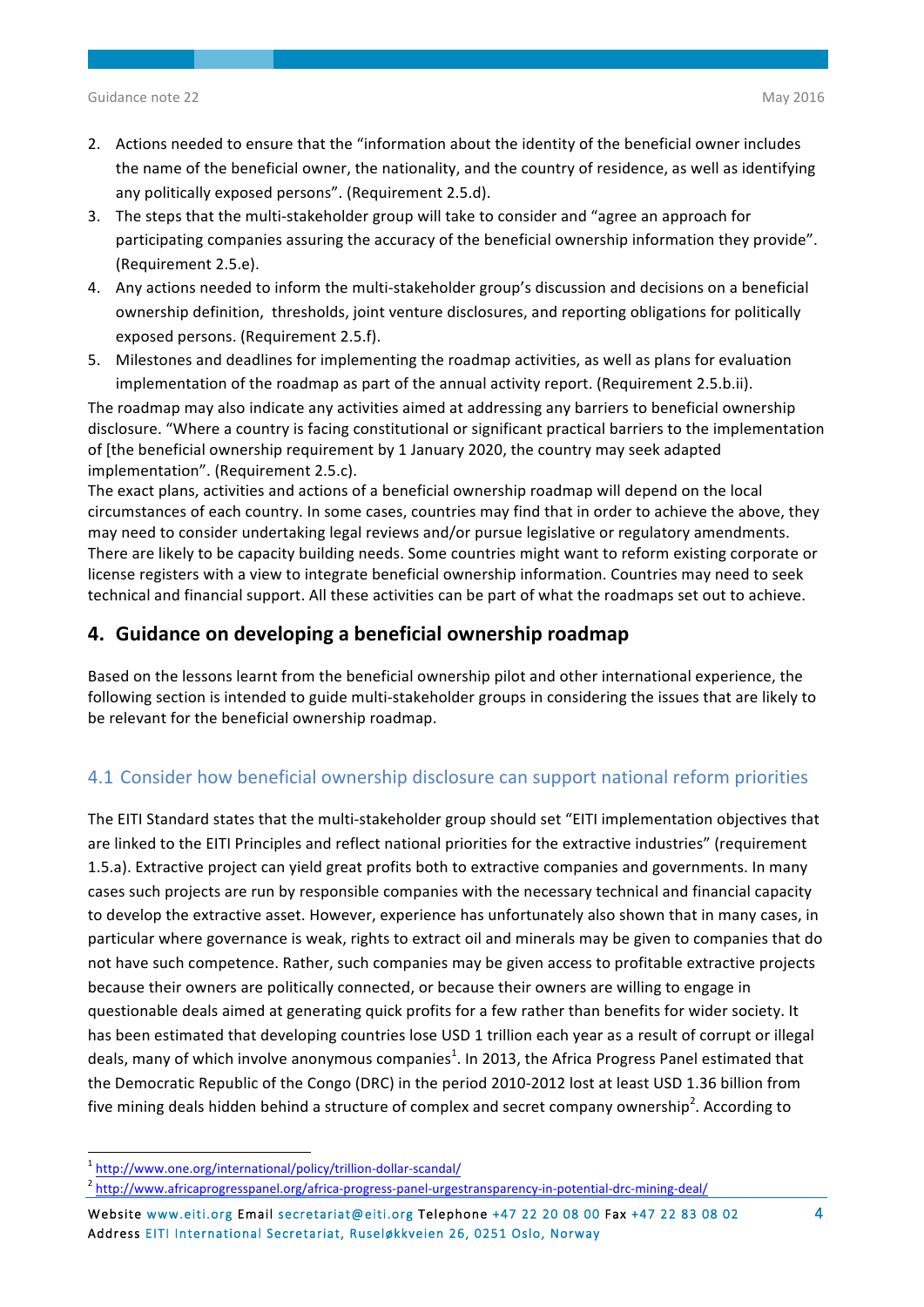2. Actions needed to ensure that the "information about the identity of the beneficial owner includes the name of the beneficial owner, the nationality, and the country of residence, as well as identifying any politically exposed persons". (Requirement 2.5.d).
3. The steps that the multi-stakeholder group will take to consider and "agree an approach for participating companies assuring the accuracy of the beneficial ownership information they provide". (Requirement 2.5.e).
4. Any actions needed to inform the multi-stakeholder group's discussion and decisions on a beneficial ownership definition, thresholds, joint venture disclosures, and reporting obligations for politically exposed persons. (Requirement 2.5.f).
5. Milestones and deadlines for implementing the roadmap activities, as well as plans for evaluation implementation of the roadmap as part of the annual activity report. (Requirement 2.5.b.ii).

The roadmap may also indicate any activities aimed at addressing any barriers to beneficial ownership disclosure. "Where a country is facing constitutional or significant practical barriers to the implementation of [the beneficial ownership requirement by 1 January 2020, the country may seek adapted implementation". (Requirement 2.5.c).

The exact plans, activities and actions of a beneficial ownership roadmap will depend on the local circumstances of each country. In some cases, countries may find that in order to achieve the above, they may need to consider undertaking legal reviews and/or pursue legislative or regulatory amendments. There are likely to be capacity building needs. Some countries might want to reform existing corporate or license registers with a view to integrate beneficial ownership information. Countries may need to seek technical and financial support. All these activities can be part of what the roadmaps set out to achieve.

## 4. Guidance on developing a beneficial ownership roadmap

Based on the lessons learnt from the beneficial ownership pilot and other international experience, the following section is intended to guide multi-stakeholder groups in considering the issues that are likely to be relevant for the beneficial ownership roadmap.

### 4.1 Consider how beneficial ownership disclosure can support national reform priorities

The EITI Standard states that the multi-stakeholder group should set "EITI implementation objectives that are linked to the EITI Principles and reflect national priorities for the extractive industries" (requirement 1.5.a). Extractive project can yield great profits both to extractive companies and governments. In many cases such projects are run by responsible companies with the necessary technical and financial capacity to develop the extractive asset. However, experience has unfortunately also shown that in many cases, in particular where governance is weak, rights to extract oil and minerals may be given to companies that do not have such competence. Rather, such companies may be given access to profitable extractive projects because their owners are politically connected, or because their owners are willing to engage in questionable deals aimed at generating quick profits for a few rather than benefits for wider society. It has been estimated that developing countries lose USD 1 trillion each year as a result of corrupt or illegal deals, many of which involve anonymous companies[1]. In 2013, the Africa Progress Panel estimated that the Democratic Republic of the Congo (DRC) in the period 2010-2012 lost at least USD 1.36 billion from five mining deals hidden behind a structure of complex and secret company ownership[2]. According to

[1] http://www.one.org/international/policy/trillion-dollar-scandal/

[2] http://www.africaprogresspanel.org/africa-progress-panel-urgestransparency-in-potential-drc-mining-deal/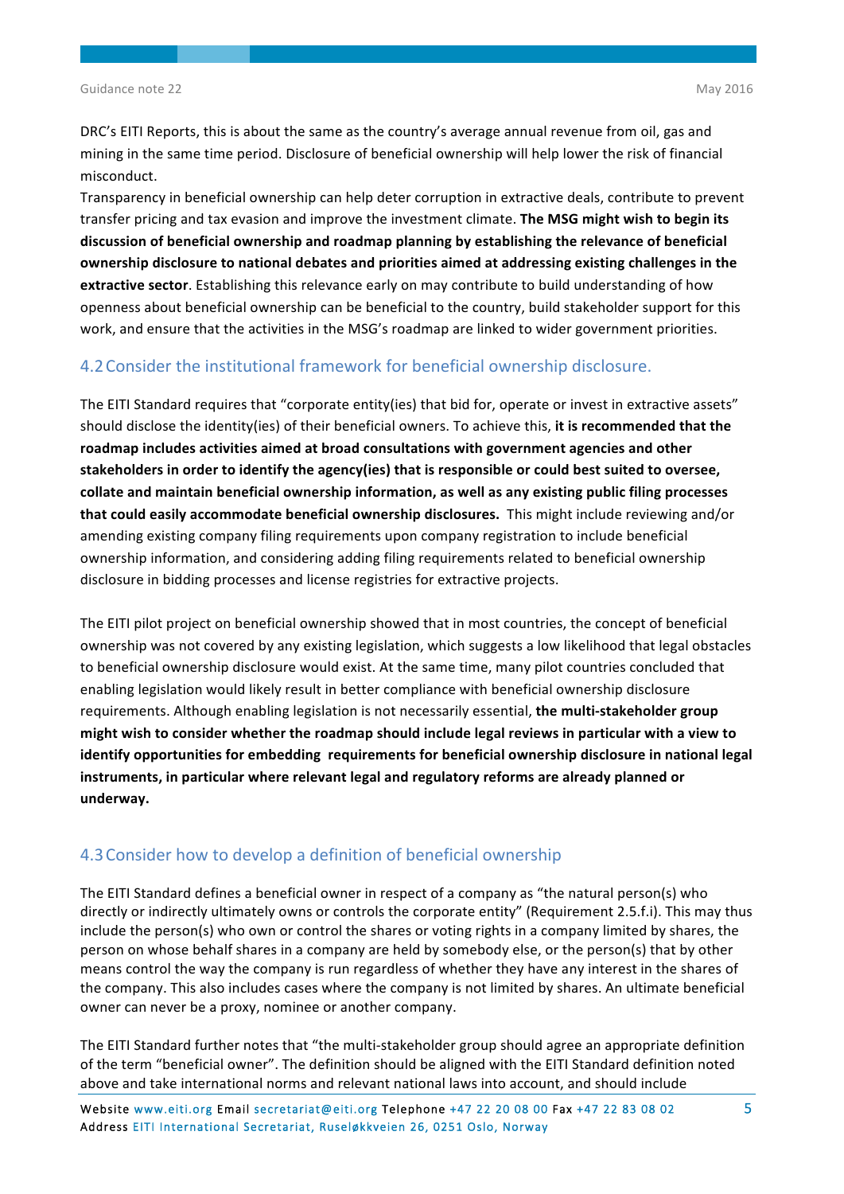DRC's EITI Reports, this is about the same as the country's average annual revenue from oil, gas and mining in the same time period. Disclosure of beneficial ownership will help lower the risk of financial misconduct.
Transparency in beneficial ownership can help deter corruption in extractive deals, contribute to prevent transfer pricing and tax evasion and improve the investment climate. **The MSG might wish to begin its discussion of beneficial ownership and roadmap planning by establishing the relevance of beneficial ownership disclosure to national debates and priorities aimed at addressing existing challenges in the extractive sector**. Establishing this relevance early on may contribute to build understanding of how openness about beneficial ownership can be beneficial to the country, build stakeholder support for this work, and ensure that the activities in the MSG's roadmap are linked to wider government priorities.

## 4.2 Consider the institutional framework for beneficial ownership disclosure.

The EITI Standard requires that "corporate entity(ies) that bid for, operate or invest in extractive assets" should disclose the identity(ies) of their beneficial owners. To achieve this, **it is recommended that the roadmap includes activities aimed at broad consultations with government agencies and other stakeholders in order to identify the agency(ies) that is responsible or could best suited to oversee, collate and maintain beneficial ownership information, as well as any existing public filing processes that could easily accommodate beneficial ownership disclosures.** This might include reviewing and/or amending existing company filing requirements upon company registration to include beneficial ownership information, and considering adding filing requirements related to beneficial ownership disclosure in bidding processes and license registries for extractive projects.

The EITI pilot project on beneficial ownership showed that in most countries, the concept of beneficial ownership was not covered by any existing legislation, which suggests a low likelihood that legal obstacles to beneficial ownership disclosure would exist. At the same time, many pilot countries concluded that enabling legislation would likely result in better compliance with beneficial ownership disclosure requirements. Although enabling legislation is not necessarily essential, **the multi-stakeholder group might wish to consider whether the roadmap should include legal reviews in particular with a view to identify opportunities for embedding requirements for beneficial ownership disclosure in national legal instruments, in particular where relevant legal and regulatory reforms are already planned or underway.**

## 4.3 Consider how to develop a definition of beneficial ownership

The EITI Standard defines a beneficial owner in respect of a company as "the natural person(s) who directly or indirectly ultimately owns or controls the corporate entity" (Requirement 2.5.f.i). This may thus include the person(s) who own or control the shares or voting rights in a company limited by shares, the person on whose behalf shares in a company are held by somebody else, or the person(s) that by other means control the way the company is run regardless of whether they have any interest in the shares of the company. This also includes cases where the company is not limited by shares. An ultimate beneficial owner can never be a proxy, nominee or another company.

The EITI Standard further notes that "the multi-stakeholder group should agree an appropriate definition of the term "beneficial owner". The definition should be aligned with the EITI Standard definition noted above and take international norms and relevant national laws into account, and should include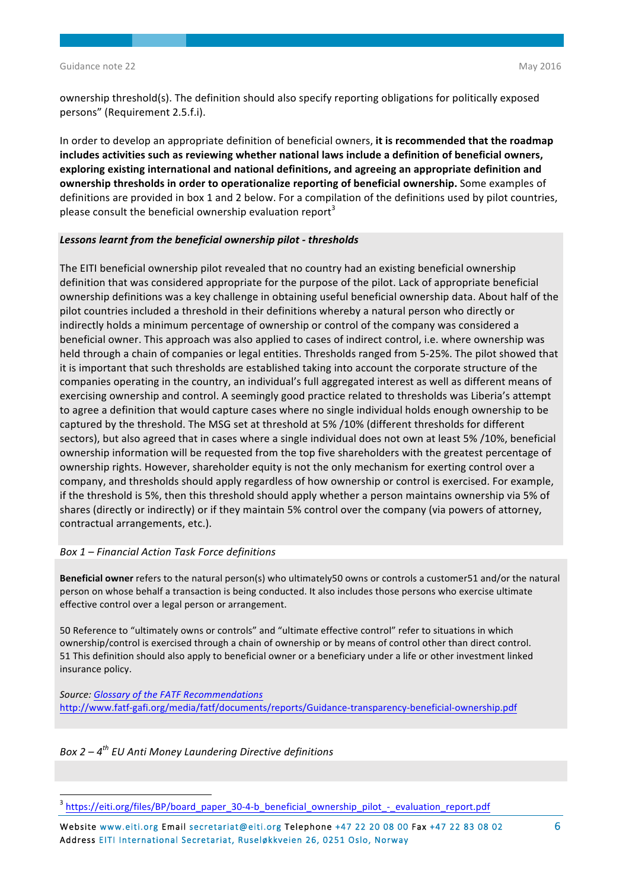ownership threshold(s). The definition should also specify reporting obligations for politically exposed persons" (Requirement 2.5.f.i).

In order to develop an appropriate definition of beneficial owners, **it is recommended that the roadmap includes activities such as reviewing whether national laws include a definition of beneficial owners, exploring existing international and national definitions, and agreeing an appropriate definition and ownership thresholds in order to operationalize reporting of beneficial ownership.** Some examples of definitions are provided in box 1 and 2 below. For a compilation of the definitions used by pilot countries, please consult the beneficial ownership evaluation report[3]

***Lessons learnt from the beneficial ownership pilot - thresholds***

The EITI beneficial ownership pilot revealed that no country had an existing beneficial ownership definition that was considered appropriate for the purpose of the pilot. Lack of appropriate beneficial ownership definitions was a key challenge in obtaining useful beneficial ownership data. About half of the pilot countries included a threshold in their definitions whereby a natural person who directly or indirectly holds a minimum percentage of ownership or control of the company was considered a beneficial owner. This approach was also applied to cases of indirect control, i.e. where ownership was held through a chain of companies or legal entities. Thresholds ranged from 5-25%. The pilot showed that it is important that such thresholds are established taking into account the corporate structure of the companies operating in the country, an individual's full aggregated interest as well as different means of exercising ownership and control. A seemingly good practice related to thresholds was Liberia's attempt to agree a definition that would capture cases where no single individual holds enough ownership to be captured by the threshold. The MSG set at threshold at 5% /10% (different thresholds for different sectors), but also agreed that in cases where a single individual does not own at least 5% /10%, beneficial ownership information will be requested from the top five shareholders with the greatest percentage of ownership rights. However, shareholder equity is not the only mechanism for exerting control over a company, and thresholds should apply regardless of how ownership or control is exercised. For example, if the threshold is 5%, then this threshold should apply whether a person maintains ownership via 5% of shares (directly or indirectly) or if they maintain 5% control over the company (via powers of attorney, contractual arrangements, etc.).

*Box 1 – Financial Action Task Force definitions*

**Beneficial owner** refers to the natural person(s) who ultimately50 owns or controls a customer51 and/or the natural person on whose behalf a transaction is being conducted. It also includes those persons who exercise ultimate effective control over a legal person or arrangement.

50 Reference to "ultimately owns or controls" and "ultimate effective control" refer to situations in which ownership/control is exercised through a chain of ownership or by means of control other than direct control.
51 This definition should also apply to beneficial owner or a beneficiary under a life or other investment linked insurance policy.

*Source: Glossary of the FATF Recommendations*
http://www.fatf-gafi.org/media/fatf/documents/reports/Guidance-transparency-beneficial-ownership.pdf

*Box 2 – 4th EU Anti Money Laundering Directive definitions*

---

[3] https://eiti.org/files/BP/board_paper_30-4-b_beneficial_ownership_pilot_-_evaluation_report.pdf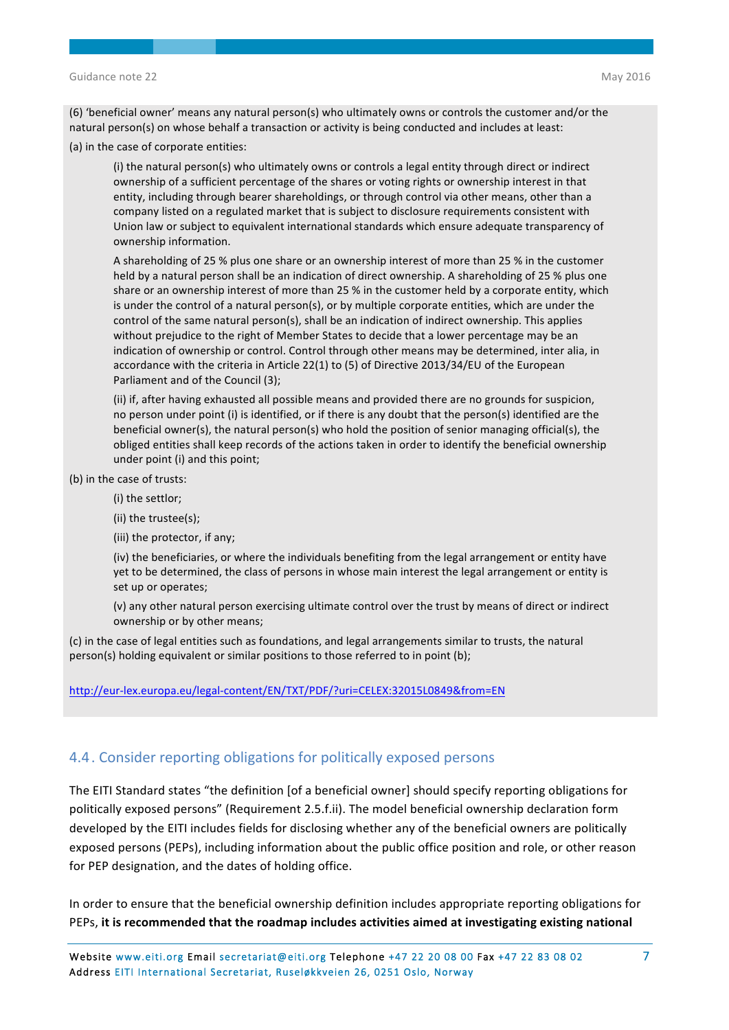(6) 'beneficial owner' means any natural person(s) who ultimately owns or controls the customer and/or the natural person(s) on whose behalf a transaction or activity is being conducted and includes at least:

(a) in the case of corporate entities:

> (i) the natural person(s) who ultimately owns or controls a legal entity through direct or indirect ownership of a sufficient percentage of the shares or voting rights or ownership interest in that entity, including through bearer shareholdings, or through control via other means, other than a company listed on a regulated market that is subject to disclosure requirements consistent with Union law or subject to equivalent international standards which ensure adequate transparency of ownership information.
>
> A shareholding of 25 % plus one share or an ownership interest of more than 25 % in the customer held by a natural person shall be an indication of direct ownership. A shareholding of 25 % plus one share or an ownership interest of more than 25 % in the customer held by a corporate entity, which is under the control of a natural person(s), or by multiple corporate entities, which are under the control of the same natural person(s), shall be an indication of indirect ownership. This applies without prejudice to the right of Member States to decide that a lower percentage may be an indication of ownership or control. Control through other means may be determined, inter alia, in accordance with the criteria in Article 22(1) to (5) of Directive 2013/34/EU of the European Parliament and of the Council (3);
>
> (ii) if, after having exhausted all possible means and provided there are no grounds for suspicion, no person under point (i) is identified, or if there is any doubt that the person(s) identified are the beneficial owner(s), the natural person(s) who hold the position of senior managing official(s), the obliged entities shall keep records of the actions taken in order to identify the beneficial ownership under point (i) and this point;

(b) in the case of trusts:

> (i) the settlor;
>
> (ii) the trustee(s);
>
> (iii) the protector, if any;
>
> (iv) the beneficiaries, or where the individuals benefiting from the legal arrangement or entity have yet to be determined, the class of persons in whose main interest the legal arrangement or entity is set up or operates;
>
> (v) any other natural person exercising ultimate control over the trust by means of direct or indirect ownership or by other means;

(c) in the case of legal entities such as foundations, and legal arrangements similar to trusts, the natural person(s) holding equivalent or similar positions to those referred to in point (b);

http://eur-lex.europa.eu/legal-content/EN/TXT/PDF/?uri=CELEX:32015L0849&from=EN

## 4.4. Consider reporting obligations for politically exposed persons

The EITI Standard states "the definition [of a beneficial owner] should specify reporting obligations for politically exposed persons" (Requirement 2.5.f.ii). The model beneficial ownership declaration form developed by the EITI includes fields for disclosing whether any of the beneficial owners are politically exposed persons (PEPs), including information about the public office position and role, or other reason for PEP designation, and the dates of holding office.

In order to ensure that the beneficial ownership definition includes appropriate reporting obligations for PEPs, **it is recommended that the roadmap includes activities aimed at investigating existing national**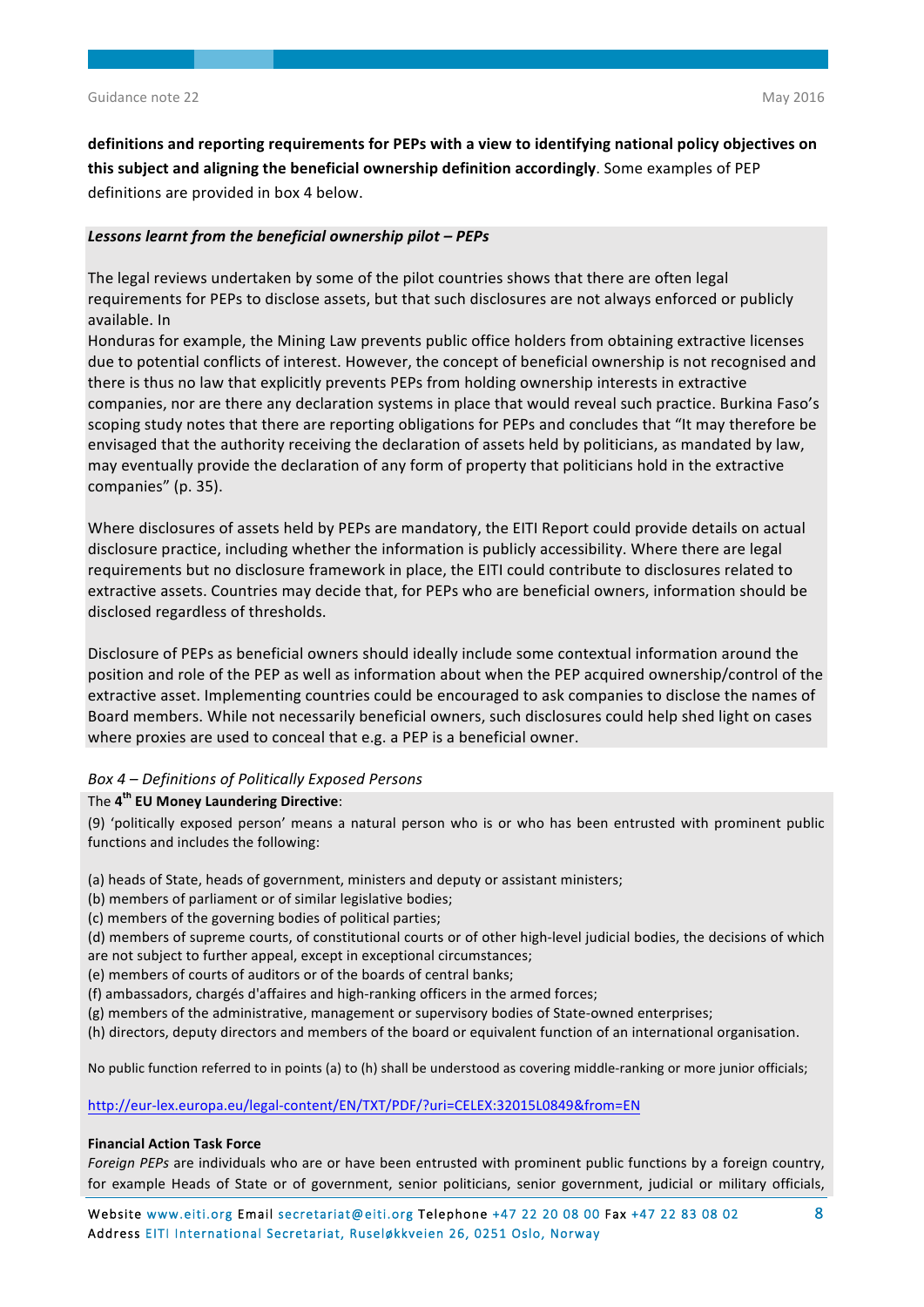**definitions and reporting requirements for PEPs with a view to identifying national policy objectives on this subject and aligning the beneficial ownership definition accordingly**. Some examples of PEP definitions are provided in box 4 below.

***Lessons learnt from the beneficial ownership pilot – PEPs***

The legal reviews undertaken by some of the pilot countries shows that there are often legal requirements for PEPs to disclose assets, but that such disclosures are not always enforced or publicly available. In Honduras for example, the Mining Law prevents public office holders from obtaining extractive licenses due to potential conflicts of interest. However, the concept of beneficial ownership is not recognised and there is thus no law that explicitly prevents PEPs from holding ownership interests in extractive companies, nor are there any declaration systems in place that would reveal such practice. Burkina Faso's scoping study notes that there are reporting obligations for PEPs and concludes that "It may therefore be envisaged that the authority receiving the declaration of assets held by politicians, as mandated by law, may eventually provide the declaration of any form of property that politicians hold in the extractive companies" (p. 35).

Where disclosures of assets held by PEPs are mandatory, the EITI Report could provide details on actual disclosure practice, including whether the information is publicly accessibility. Where there are legal requirements but no disclosure framework in place, the EITI could contribute to disclosures related to extractive assets. Countries may decide that, for PEPs who are beneficial owners, information should be disclosed regardless of thresholds.

Disclosure of PEPs as beneficial owners should ideally include some contextual information around the position and role of the PEP as well as information about when the PEP acquired ownership/control of the extractive asset. Implementing countries could be encouraged to ask companies to disclose the names of Board members. While not necessarily beneficial owners, such disclosures could help shed light on cases where proxies are used to conceal that e.g. a PEP is a beneficial owner.

*Box 4 – Definitions of Politically Exposed Persons*

The **4th EU Money Laundering Directive**:

(9) 'politically exposed person' means a natural person who is or who has been entrusted with prominent public functions and includes the following:

(a) heads of State, heads of government, ministers and deputy or assistant ministers;
(b) members of parliament or of similar legislative bodies;
(c) members of the governing bodies of political parties;
(d) members of supreme courts, of constitutional courts or of other high-level judicial bodies, the decisions of which are not subject to further appeal, except in exceptional circumstances;
(e) members of courts of auditors or of the boards of central banks;
(f) ambassadors, chargés d'affaires and high-ranking officers in the armed forces;
(g) members of the administrative, management or supervisory bodies of State-owned enterprises;
(h) directors, deputy directors and members of the board or equivalent function of an international organisation.

No public function referred to in points (a) to (h) shall be understood as covering middle-ranking or more junior officials;

http://eur-lex.europa.eu/legal-content/EN/TXT/PDF/?uri=CELEX:32015L0849&from=EN

**Financial Action Task Force**

*Foreign PEPs* are individuals who are or have been entrusted with prominent public functions by a foreign country, for example Heads of State or of government, senior politicians, senior government, judicial or military officials,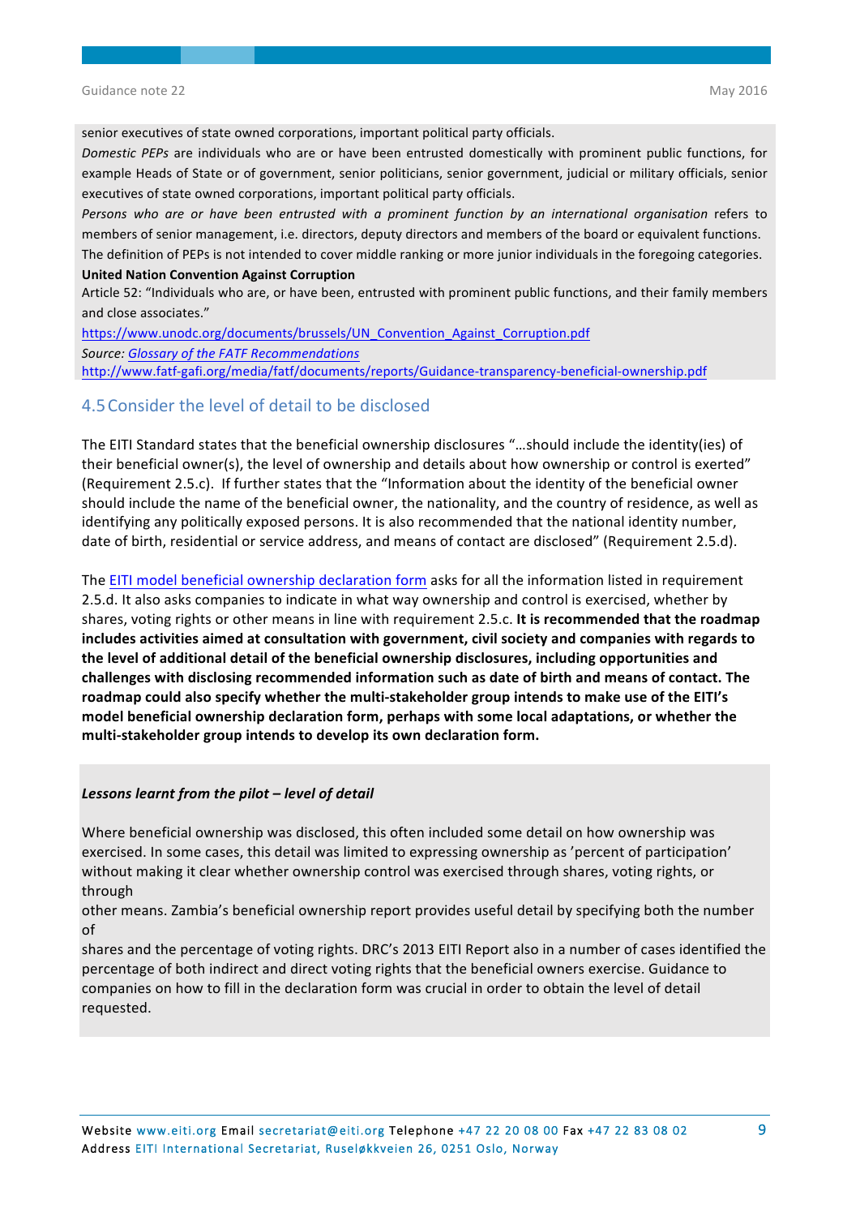senior executives of state owned corporations, important political party officials.

*Domestic PEPs* are individuals who are or have been entrusted domestically with prominent public functions, for example Heads of State or of government, senior politicians, senior government, judicial or military officials, senior executives of state owned corporations, important political party officials.

*Persons who are or have been entrusted with a prominent function by an international organisation* refers to members of senior management, i.e. directors, deputy directors and members of the board or equivalent functions. The definition of PEPs is not intended to cover middle ranking or more junior individuals in the foregoing categories.

**United Nation Convention Against Corruption**

Article 52: "Individuals who are, or have been, entrusted with prominent public functions, and their family members and close associates."

https://www.unodc.org/documents/brussels/UN_Convention_Against_Corruption.pdf

*Source: Glossary of the FATF Recommendations*

http://www.fatf-gafi.org/media/fatf/documents/reports/Guidance-transparency-beneficial-ownership.pdf

## 4.5 Consider the level of detail to be disclosed

The EITI Standard states that the beneficial ownership disclosures "…should include the identity(ies) of their beneficial owner(s), the level of ownership and details about how ownership or control is exerted" (Requirement 2.5.c). If further states that the "Information about the identity of the beneficial owner should include the name of the beneficial owner, the nationality, and the country of residence, as well as identifying any politically exposed persons. It is also recommended that the national identity number, date of birth, residential or service address, and means of contact are disclosed" (Requirement 2.5.d).

The EITI model beneficial ownership declaration form asks for all the information listed in requirement 2.5.d. It also asks companies to indicate in what way ownership and control is exercised, whether by shares, voting rights or other means in line with requirement 2.5.c. **It is recommended that the roadmap includes activities aimed at consultation with government, civil society and companies with regards to the level of additional detail of the beneficial ownership disclosures, including opportunities and challenges with disclosing recommended information such as date of birth and means of contact. The roadmap could also specify whether the multi-stakeholder group intends to make use of the EITI's model beneficial ownership declaration form, perhaps with some local adaptations, or whether the multi-stakeholder group intends to develop its own declaration form.**

***Lessons learnt from the pilot – level of detail***

Where beneficial ownership was disclosed, this often included some detail on how ownership was exercised. In some cases, this detail was limited to expressing ownership as 'percent of participation' without making it clear whether ownership control was exercised through shares, voting rights, or through other means. Zambia's beneficial ownership report provides useful detail by specifying both the number of shares and the percentage of voting rights. DRC's 2013 EITI Report also in a number of cases identified the percentage of both indirect and direct voting rights that the beneficial owners exercise. Guidance to companies on how to fill in the declaration form was crucial in order to obtain the level of detail requested.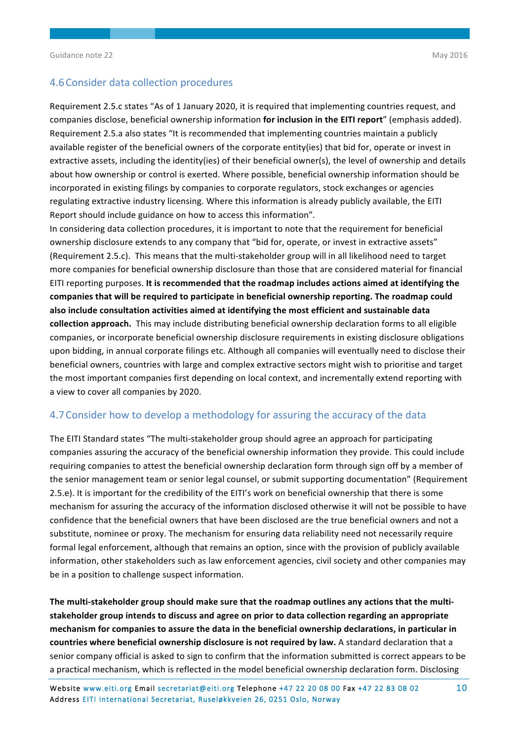## 4.6 Consider data collection procedures

Requirement 2.5.c states "As of 1 January 2020, it is required that implementing countries request, and companies disclose, beneficial ownership information **for inclusion in the EITI report**" (emphasis added). Requirement 2.5.a also states "It is recommended that implementing countries maintain a publicly available register of the beneficial owners of the corporate entity(ies) that bid for, operate or invest in extractive assets, including the identity(ies) of their beneficial owner(s), the level of ownership and details about how ownership or control is exerted. Where possible, beneficial ownership information should be incorporated in existing filings by companies to corporate regulators, stock exchanges or agencies regulating extractive industry licensing. Where this information is already publicly available, the EITI Report should include guidance on how to access this information".

In considering data collection procedures, it is important to note that the requirement for beneficial ownership disclosure extends to any company that "bid for, operate, or invest in extractive assets" (Requirement 2.5.c). This means that the multi-stakeholder group will in all likelihood need to target more companies for beneficial ownership disclosure than those that are considered material for financial EITI reporting purposes. **It is recommended that the roadmap includes actions aimed at identifying the companies that will be required to participate in beneficial ownership reporting. The roadmap could also include consultation activities aimed at identifying the most efficient and sustainable data collection approach.** This may include distributing beneficial ownership declaration forms to all eligible companies, or incorporate beneficial ownership disclosure requirements in existing disclosure obligations upon bidding, in annual corporate filings etc. Although all companies will eventually need to disclose their beneficial owners, countries with large and complex extractive sectors might wish to prioritise and target the most important companies first depending on local context, and incrementally extend reporting with a view to cover all companies by 2020.

## 4.7 Consider how to develop a methodology for assuring the accuracy of the data

The EITI Standard states "The multi-stakeholder group should agree an approach for participating companies assuring the accuracy of the beneficial ownership information they provide. This could include requiring companies to attest the beneficial ownership declaration form through sign off by a member of the senior management team or senior legal counsel, or submit supporting documentation" (Requirement 2.5.e). It is important for the credibility of the EITI's work on beneficial ownership that there is some mechanism for assuring the accuracy of the information disclosed otherwise it will not be possible to have confidence that the beneficial owners that have been disclosed are the true beneficial owners and not a substitute, nominee or proxy. The mechanism for ensuring data reliability need not necessarily require formal legal enforcement, although that remains an option, since with the provision of publicly available information, other stakeholders such as law enforcement agencies, civil society and other companies may be in a position to challenge suspect information.

**The multi-stakeholder group should make sure that the roadmap outlines any actions that the multi-stakeholder group intends to discuss and agree on prior to data collection regarding an appropriate mechanism for companies to assure the data in the beneficial ownership declarations, in particular in countries where beneficial ownership disclosure is not required by law.** A standard declaration that a senior company official is asked to sign to confirm that the information submitted is correct appears to be a practical mechanism, which is reflected in the model beneficial ownership declaration form. Disclosing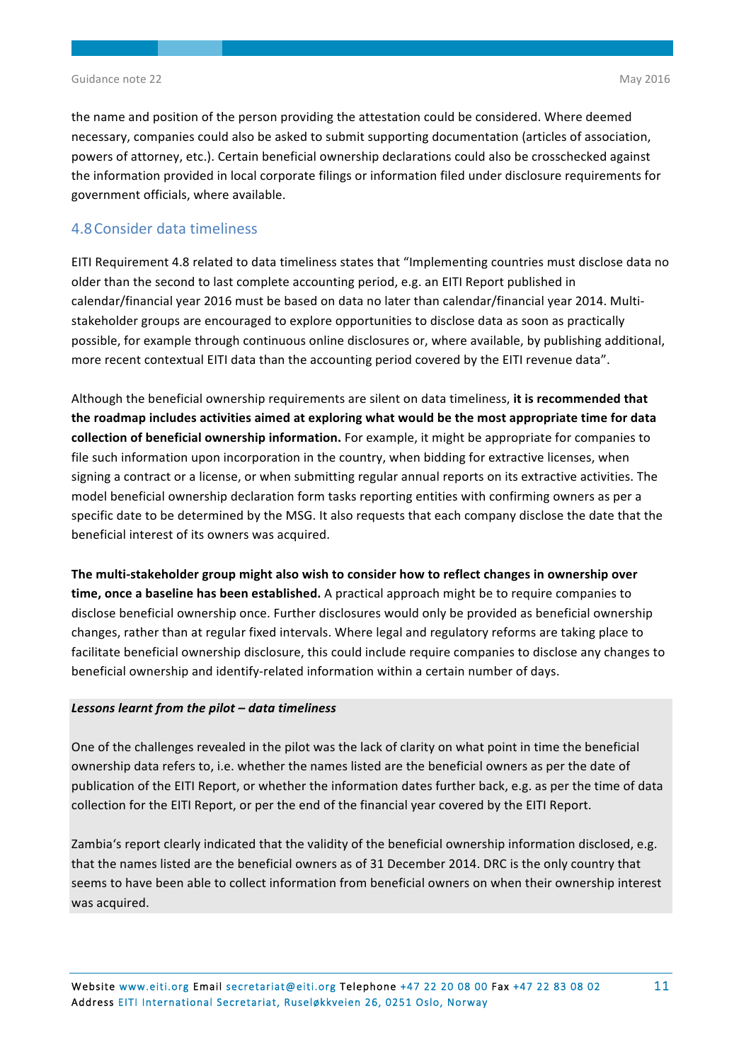the name and position of the person providing the attestation could be considered. Where deemed necessary, companies could also be asked to submit supporting documentation (articles of association, powers of attorney, etc.). Certain beneficial ownership declarations could also be crosschecked against the information provided in local corporate filings or information filed under disclosure requirements for government officials, where available.

## 4.8 Consider data timeliness

EITI Requirement 4.8 related to data timeliness states that "Implementing countries must disclose data no older than the second to last complete accounting period, e.g. an EITI Report published in calendar/financial year 2016 must be based on data no later than calendar/financial year 2014. Multi-stakeholder groups are encouraged to explore opportunities to disclose data as soon as practically possible, for example through continuous online disclosures or, where available, by publishing additional, more recent contextual EITI data than the accounting period covered by the EITI revenue data".

Although the beneficial ownership requirements are silent on data timeliness, **it is recommended that the roadmap includes activities aimed at exploring what would be the most appropriate time for data collection of beneficial ownership information.** For example, it might be appropriate for companies to file such information upon incorporation in the country, when bidding for extractive licenses, when signing a contract or a license, or when submitting regular annual reports on its extractive activities. The model beneficial ownership declaration form tasks reporting entities with confirming owners as per a specific date to be determined by the MSG. It also requests that each company disclose the date that the beneficial interest of its owners was acquired.

**The multi-stakeholder group might also wish to consider how to reflect changes in ownership over time, once a baseline has been established.** A practical approach might be to require companies to disclose beneficial ownership once. Further disclosures would only be provided as beneficial ownership changes, rather than at regular fixed intervals. Where legal and regulatory reforms are taking place to facilitate beneficial ownership disclosure, this could include require companies to disclose any changes to beneficial ownership and identify-related information within a certain number of days.

***Lessons learnt from the pilot – data timeliness***

One of the challenges revealed in the pilot was the lack of clarity on what point in time the beneficial ownership data refers to, i.e. whether the names listed are the beneficial owners as per the date of publication of the EITI Report, or whether the information dates further back, e.g. as per the time of data collection for the EITI Report, or per the end of the financial year covered by the EITI Report.

Zambia's report clearly indicated that the validity of the beneficial ownership information disclosed, e.g. that the names listed are the beneficial owners as of 31 December 2014. DRC is the only country that seems to have been able to collect information from beneficial owners on when their ownership interest was acquired.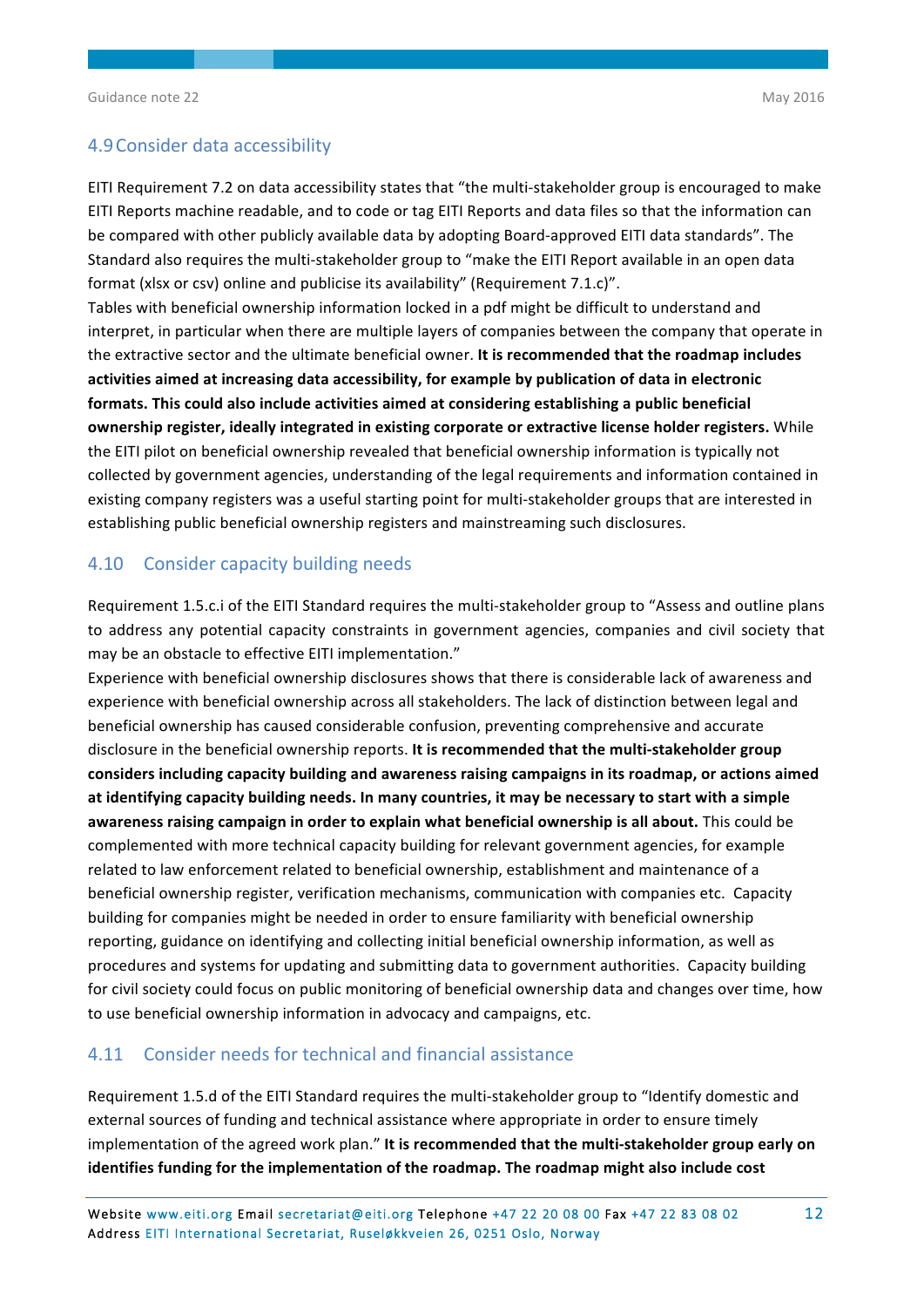## 4.9 Consider data accessibility

EITI Requirement 7.2 on data accessibility states that "the multi-stakeholder group is encouraged to make EITI Reports machine readable, and to code or tag EITI Reports and data files so that the information can be compared with other publicly available data by adopting Board-approved EITI data standards". The Standard also requires the multi-stakeholder group to "make the EITI Report available in an open data format (xlsx or csv) online and publicise its availability" (Requirement 7.1.c)".

Tables with beneficial ownership information locked in a pdf might be difficult to understand and interpret, in particular when there are multiple layers of companies between the company that operate in the extractive sector and the ultimate beneficial owner. **It is recommended that the roadmap includes activities aimed at increasing data accessibility, for example by publication of data in electronic formats. This could also include activities aimed at considering establishing a public beneficial ownership register, ideally integrated in existing corporate or extractive license holder registers.** While the EITI pilot on beneficial ownership revealed that beneficial ownership information is typically not collected by government agencies, understanding of the legal requirements and information contained in existing company registers was a useful starting point for multi-stakeholder groups that are interested in establishing public beneficial ownership registers and mainstreaming such disclosures.

## 4.10 Consider capacity building needs

Requirement 1.5.c.i of the EITI Standard requires the multi-stakeholder group to "Assess and outline plans to address any potential capacity constraints in government agencies, companies and civil society that may be an obstacle to effective EITI implementation."

Experience with beneficial ownership disclosures shows that there is considerable lack of awareness and experience with beneficial ownership across all stakeholders. The lack of distinction between legal and beneficial ownership has caused considerable confusion, preventing comprehensive and accurate disclosure in the beneficial ownership reports. **It is recommended that the multi-stakeholder group considers including capacity building and awareness raising campaigns in its roadmap, or actions aimed at identifying capacity building needs. In many countries, it may be necessary to start with a simple awareness raising campaign in order to explain what beneficial ownership is all about.** This could be complemented with more technical capacity building for relevant government agencies, for example related to law enforcement related to beneficial ownership, establishment and maintenance of a beneficial ownership register, verification mechanisms, communication with companies etc. Capacity building for companies might be needed in order to ensure familiarity with beneficial ownership reporting, guidance on identifying and collecting initial beneficial ownership information, as well as procedures and systems for updating and submitting data to government authorities. Capacity building for civil society could focus on public monitoring of beneficial ownership data and changes over time, how to use beneficial ownership information in advocacy and campaigns, etc.

## 4.11 Consider needs for technical and financial assistance

Requirement 1.5.d of the EITI Standard requires the multi-stakeholder group to "Identify domestic and external sources of funding and technical assistance where appropriate in order to ensure timely implementation of the agreed work plan." **It is recommended that the multi-stakeholder group early on identifies funding for the implementation of the roadmap. The roadmap might also include cost**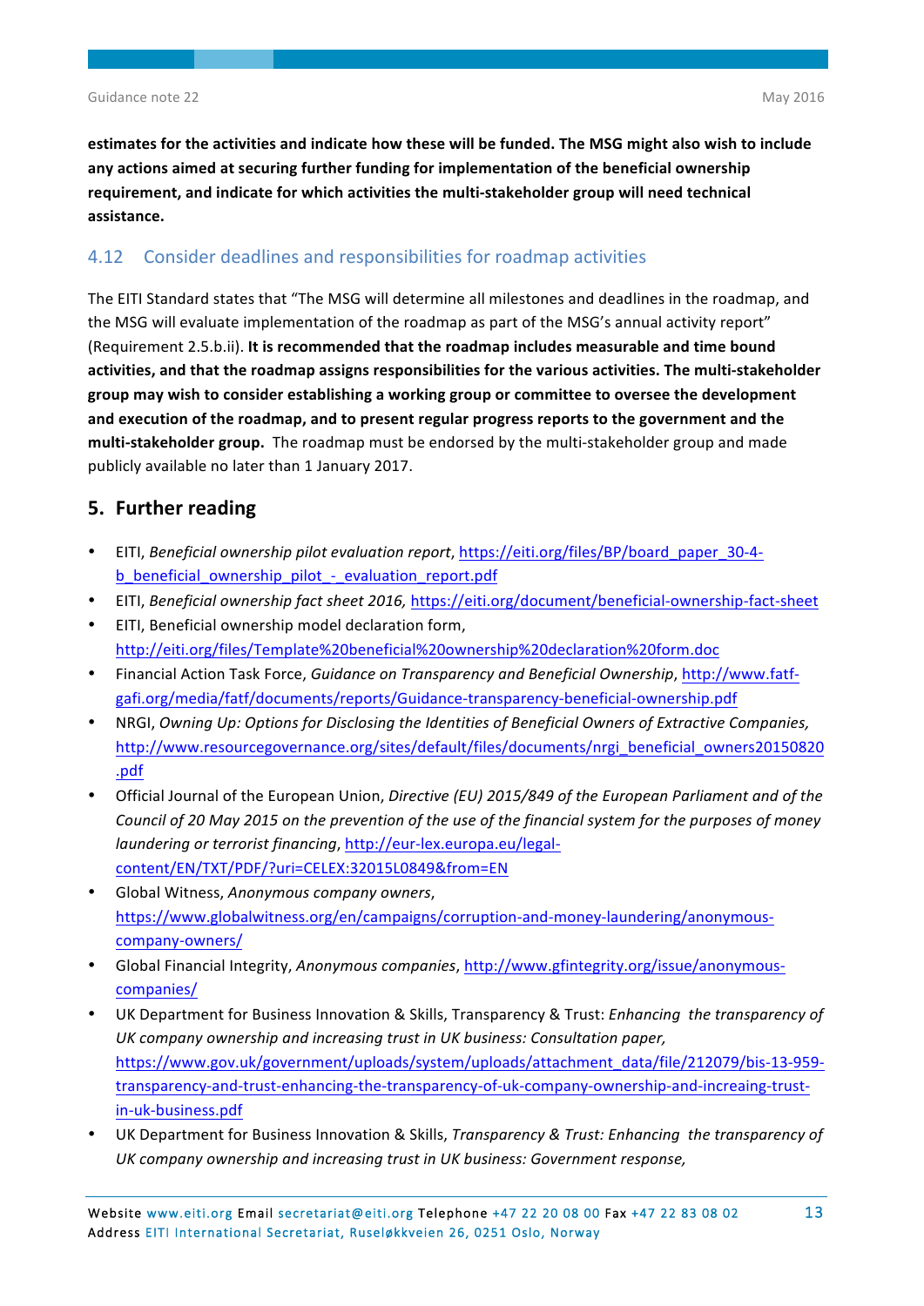**estimates for the activities and indicate how these will be funded. The MSG might also wish to include any actions aimed at securing further funding for implementation of the beneficial ownership requirement, and indicate for which activities the multi-stakeholder group will need technical assistance.**

### 4.12 Consider deadlines and responsibilities for roadmap activities

The EITI Standard states that "The MSG will determine all milestones and deadlines in the roadmap, and the MSG will evaluate implementation of the roadmap as part of the MSG's annual activity report" (Requirement 2.5.b.ii). **It is recommended that the roadmap includes measurable and time bound activities, and that the roadmap assigns responsibilities for the various activities. The multi-stakeholder group may wish to consider establishing a working group or committee to oversee the development and execution of the roadmap, and to present regular progress reports to the government and the multi-stakeholder group.** The roadmap must be endorsed by the multi-stakeholder group and made publicly available no later than 1 January 2017.

## 5. Further reading

- EITI, *Beneficial ownership pilot evaluation report*, https://eiti.org/files/BP/board_paper_30-4-b_beneficial_ownership_pilot_-_evaluation_report.pdf
- EITI, *Beneficial ownership fact sheet 2016,* https://eiti.org/document/beneficial-ownership-fact-sheet
- EITI, Beneficial ownership model declaration form, http://eiti.org/files/Template%20beneficial%20ownership%20declaration%20form.doc
- Financial Action Task Force, *Guidance on Transparency and Beneficial Ownership*, http://www.fatf-gafi.org/media/fatf/documents/reports/Guidance-transparency-beneficial-ownership.pdf
- NRGI, *Owning Up: Options for Disclosing the Identities of Beneficial Owners of Extractive Companies,* http://www.resourcegovernance.org/sites/default/files/documents/nrgi_beneficial_owners20150820.pdf
- Official Journal of the European Union, *Directive (EU) 2015/849 of the European Parliament and of the Council of 20 May 2015 on the prevention of the use of the financial system for the purposes of money laundering or terrorist financing*, http://eur-lex.europa.eu/legal-content/EN/TXT/PDF/?uri=CELEX:32015L0849&from=EN
- Global Witness, *Anonymous company owners*, https://www.globalwitness.org/en/campaigns/corruption-and-money-laundering/anonymous-company-owners/
- Global Financial Integrity, *Anonymous companies*, http://www.gfintegrity.org/issue/anonymous-companies/
- UK Department for Business Innovation & Skills, Transparency & Trust: *Enhancing the transparency of UK company ownership and increasing trust in UK business: Consultation paper,* https://www.gov.uk/government/uploads/system/uploads/attachment_data/file/212079/bis-13-959-transparency-and-trust-enhancing-the-transparency-of-uk-company-ownership-and-increaing-trust-in-uk-business.pdf
- UK Department for Business Innovation & Skills, *Transparency & Trust: Enhancing the transparency of UK company ownership and increasing trust in UK business: Government response,*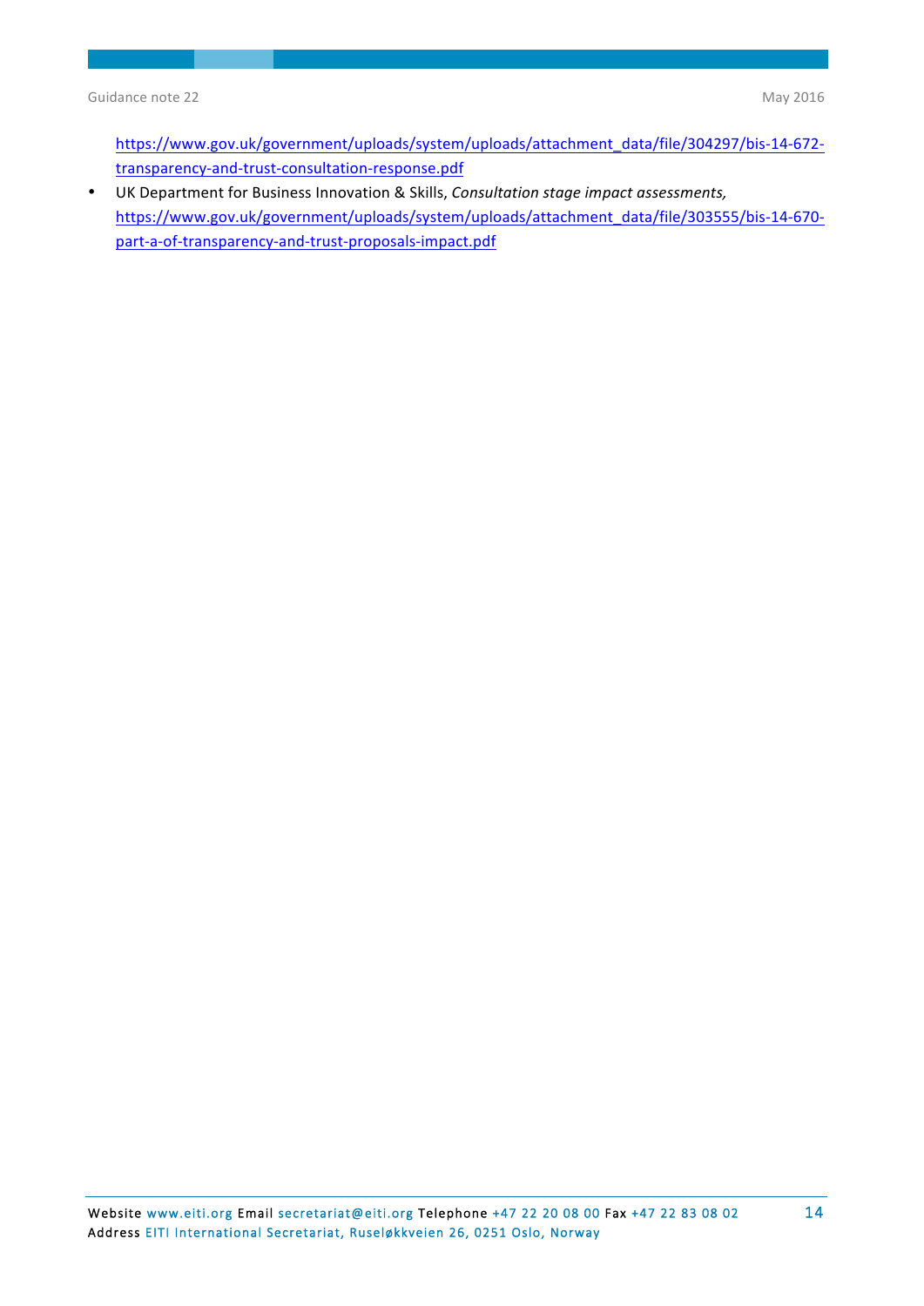https://www.gov.uk/government/uploads/system/uploads/attachment_data/file/304297/bis-14-672-transparency-and-trust-consultation-response.pdf

- UK Department for Business Innovation & Skills, *Consultation stage impact assessments,* https://www.gov.uk/government/uploads/system/uploads/attachment_data/file/303555/bis-14-670-part-a-of-transparency-and-trust-proposals-impact.pdf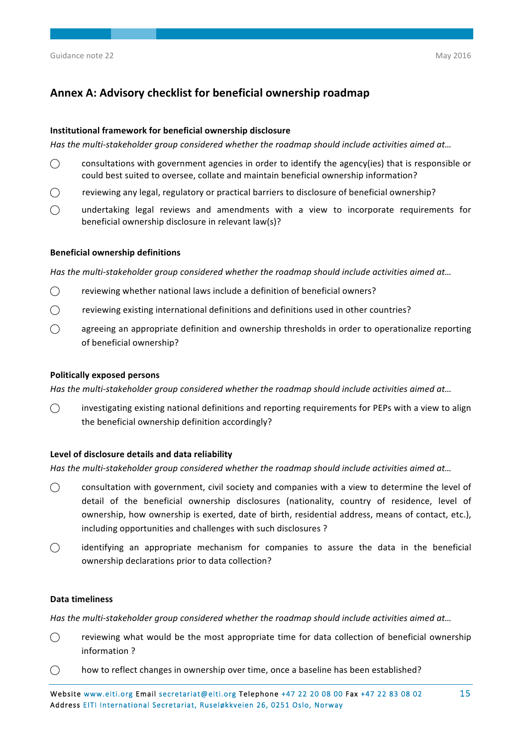## Annex A: Advisory checklist for beneficial ownership roadmap

**Institutional framework for beneficial ownership disclosure**

*Has the multi-stakeholder group considered whether the roadmap should include activities aimed at…*

- ◯ consultations with government agencies in order to identify the agency(ies) that is responsible or could best suited to oversee, collate and maintain beneficial ownership information?
- ◯ reviewing any legal, regulatory or practical barriers to disclosure of beneficial ownership?
- ◯ undertaking legal reviews and amendments with a view to incorporate requirements for beneficial ownership disclosure in relevant law(s)?

**Beneficial ownership definitions**

*Has the multi-stakeholder group considered whether the roadmap should include activities aimed at…*

- ◯ reviewing whether national laws include a definition of beneficial owners?
- ◯ reviewing existing international definitions and definitions used in other countries?
- ◯ agreeing an appropriate definition and ownership thresholds in order to operationalize reporting of beneficial ownership?

**Politically exposed persons**

*Has the multi-stakeholder group considered whether the roadmap should include activities aimed at…*

- ◯ investigating existing national definitions and reporting requirements for PEPs with a view to align the beneficial ownership definition accordingly?

**Level of disclosure details and data reliability**

*Has the multi-stakeholder group considered whether the roadmap should include activities aimed at…*

- ◯ consultation with government, civil society and companies with a view to determine the level of detail of the beneficial ownership disclosures (nationality, country of residence, level of ownership, how ownership is exerted, date of birth, residential address, means of contact, etc.), including opportunities and challenges with such disclosures ?
- ◯ identifying an appropriate mechanism for companies to assure the data in the beneficial ownership declarations prior to data collection?

**Data timeliness**

*Has the multi-stakeholder group considered whether the roadmap should include activities aimed at…*

- ◯ reviewing what would be the most appropriate time for data collection of beneficial ownership information ?
- ◯ how to reflect changes in ownership over time, once a baseline has been established?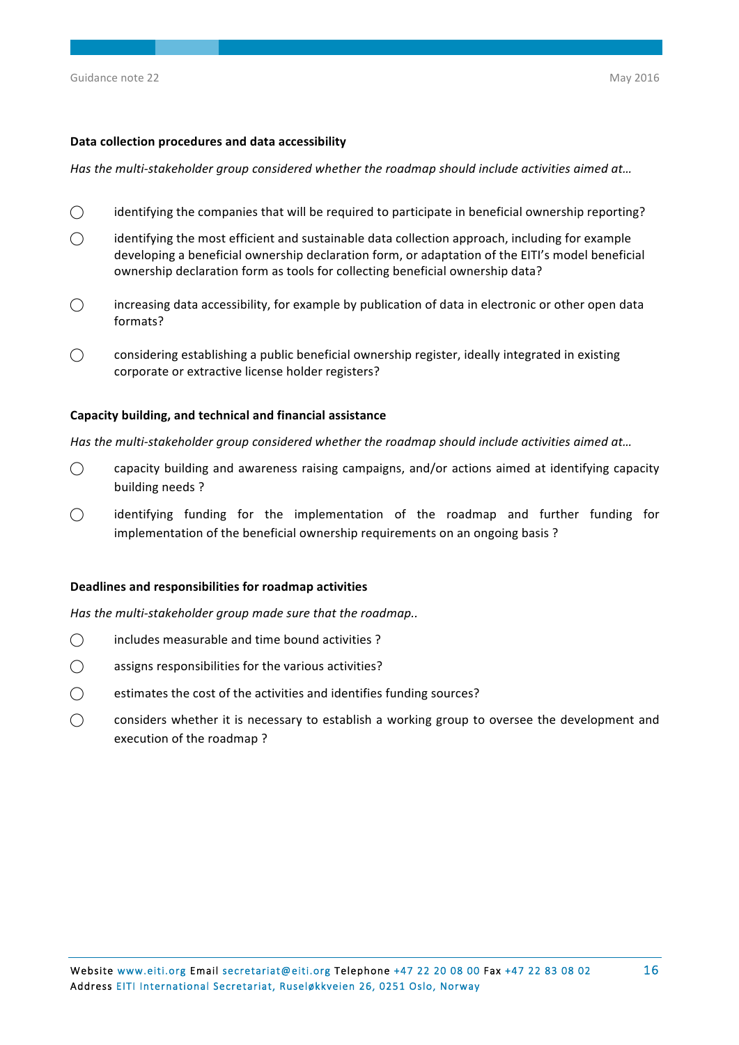**Data collection procedures and data accessibility**

*Has the multi-stakeholder group considered whether the roadmap should include activities aimed at…*

- ◯ identifying the companies that will be required to participate in beneficial ownership reporting?
- ◯ identifying the most efficient and sustainable data collection approach, including for example developing a beneficial ownership declaration form, or adaptation of the EITI's model beneficial ownership declaration form as tools for collecting beneficial ownership data?
- ◯ increasing data accessibility, for example by publication of data in electronic or other open data formats?
- ◯ considering establishing a public beneficial ownership register, ideally integrated in existing corporate or extractive license holder registers?

**Capacity building, and technical and financial assistance**

*Has the multi-stakeholder group considered whether the roadmap should include activities aimed at…*

- ◯ capacity building and awareness raising campaigns, and/or actions aimed at identifying capacity building needs ?
- ◯ identifying funding for the implementation of the roadmap and further funding for implementation of the beneficial ownership requirements on an ongoing basis ?

**Deadlines and responsibilities for roadmap activities**

*Has the multi-stakeholder group made sure that the roadmap..*

- ◯ includes measurable and time bound activities ?
- ◯ assigns responsibilities for the various activities?
- ◯ estimates the cost of the activities and identifies funding sources?
- ◯ considers whether it is necessary to establish a working group to oversee the development and execution of the roadmap ?